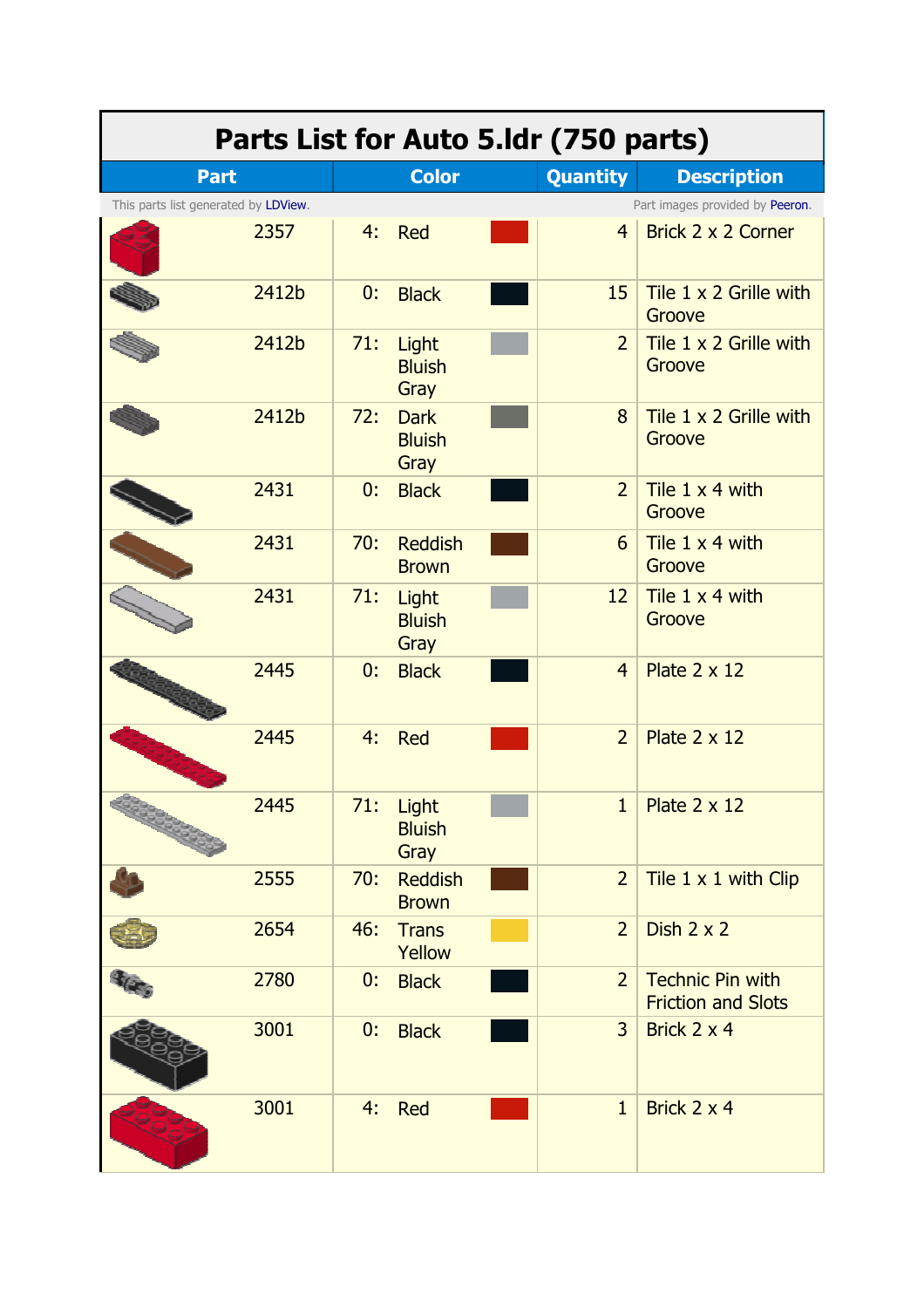# Parts List for Auto 5.ldr (750 parts)

| Part | Color | Quantity | Description |
|---|---|---|---|
| This parts list generated by LDView. | | | Part images provided by Peeron. |
| 2357 | 4: Red | 4 | Brick 2 x 2 Corner |
| 2412b | 0: Black | 15 | Tile 1 x 2 Grille with Groove |
| 2412b | 71: Light Bluish Gray | 2 | Tile 1 x 2 Grille with Groove |
| 2412b | 72: Dark Bluish Gray | 8 | Tile 1 x 2 Grille with Groove |
| 2431 | 0: Black | 2 | Tile 1 x 4 with Groove |
| 2431 | 70: Reddish Brown | 6 | Tile 1 x 4 with Groove |
| 2431 | 71: Light Bluish Gray | 12 | Tile 1 x 4 with Groove |
| 2445 | 0: Black | 4 | Plate 2 x 12 |
| 2445 | 4: Red | 2 | Plate 2 x 12 |
| 2445 | 71: Light Bluish Gray | 1 | Plate 2 x 12 |
| 2555 | 70: Reddish Brown | 2 | Tile 1 x 1 with Clip |
| 2654 | 46: Trans Yellow | 2 | Dish 2 x 2 |
| 2780 | 0: Black | 2 | Technic Pin with Friction and Slots |
| 3001 | 0: Black | 3 | Brick 2 x 4 |
| 3001 | 4: Red | 1 | Brick 2 x 4 |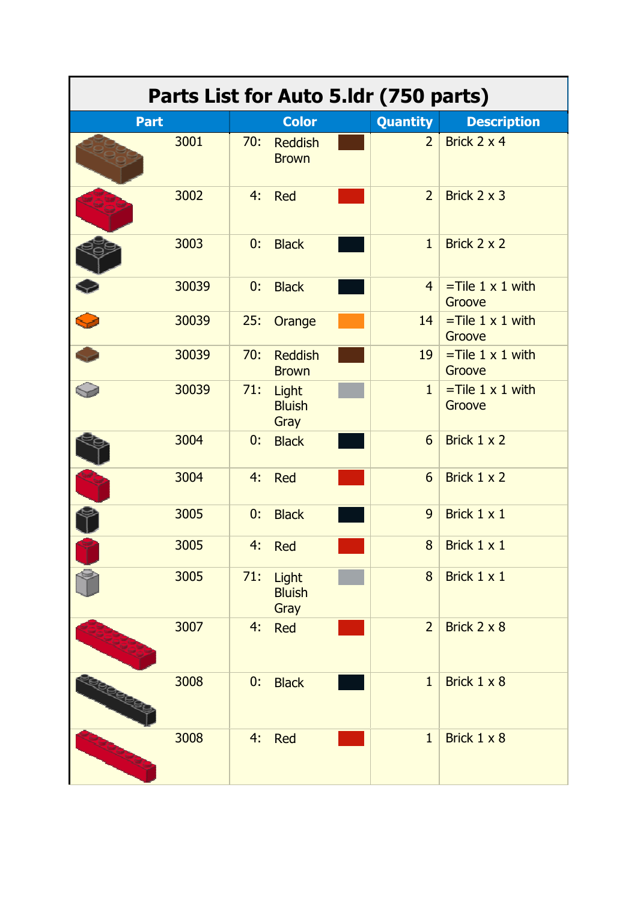| Part | Color | Quantity | Description |
|---|---|---|---|
| **Parts List for Auto 5.ldr (750 parts)** | | | |
| 3001 | 70: Reddish Brown | 2 | Brick 2 x 4 |
| 3002 | 4: Red | 2 | Brick 2 x 3 |
| 3003 | 0: Black | 1 | Brick 2 x 2 |
| 30039 | 0: Black | 4 | =Tile 1 x 1 with Groove |
| 30039 | 25: Orange | 14 | =Tile 1 x 1 with Groove |
| 30039 | 70: Reddish Brown | 19 | =Tile 1 x 1 with Groove |
| 30039 | 71: Light Bluish Gray | 1 | =Tile 1 x 1 with Groove |
| 3004 | 0: Black | 6 | Brick 1 x 2 |
| 3004 | 4: Red | 6 | Brick 1 x 2 |
| 3005 | 0: Black | 9 | Brick 1 x 1 |
| 3005 | 4: Red | 8 | Brick 1 x 1 |
| 3005 | 71: Light Bluish Gray | 8 | Brick 1 x 1 |
| 3007 | 4: Red | 2 | Brick 2 x 8 |
| 3008 | 0: Black | 1 | Brick 1 x 8 |
| 3008 | 4: Red | 1 | Brick 1 x 8 |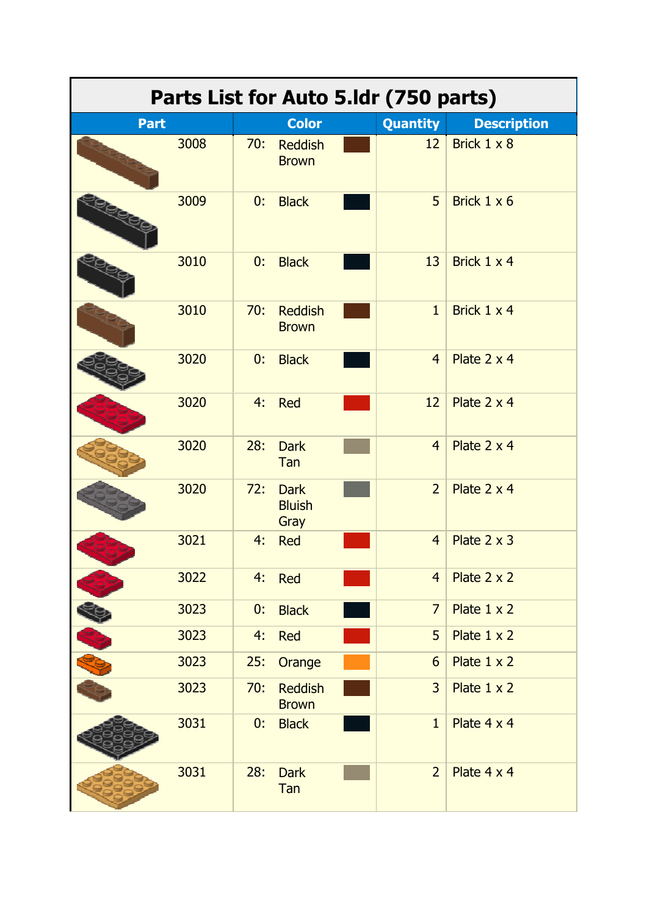| Parts List for Auto 5.ldr (750 parts) | | | |
|---|---|---|---|
| **Part** | **Color** | **Quantity** | **Description** |
| 3008 | 70: Reddish Brown | 12 | Brick 1 x 8 |
| 3009 | 0: Black | 5 | Brick 1 x 6 |
| 3010 | 0: Black | 13 | Brick 1 x 4 |
| 3010 | 70: Reddish Brown | 1 | Brick 1 x 4 |
| 3020 | 0: Black | 4 | Plate 2 x 4 |
| 3020 | 4: Red | 12 | Plate 2 x 4 |
| 3020 | 28: Dark Tan | 4 | Plate 2 x 4 |
| 3020 | 72: Dark Bluish Gray | 2 | Plate 2 x 4 |
| 3021 | 4: Red | 4 | Plate 2 x 3 |
| 3022 | 4: Red | 4 | Plate 2 x 2 |
| 3023 | 0: Black | 7 | Plate 1 x 2 |
| 3023 | 4: Red | 5 | Plate 1 x 2 |
| 3023 | 25: Orange | 6 | Plate 1 x 2 |
| 3023 | 70: Reddish Brown | 3 | Plate 1 x 2 |
| 3031 | 0: Black | 1 | Plate 4 x 4 |
| 3031 | 28: Dark Tan | 2 | Plate 4 x 4 |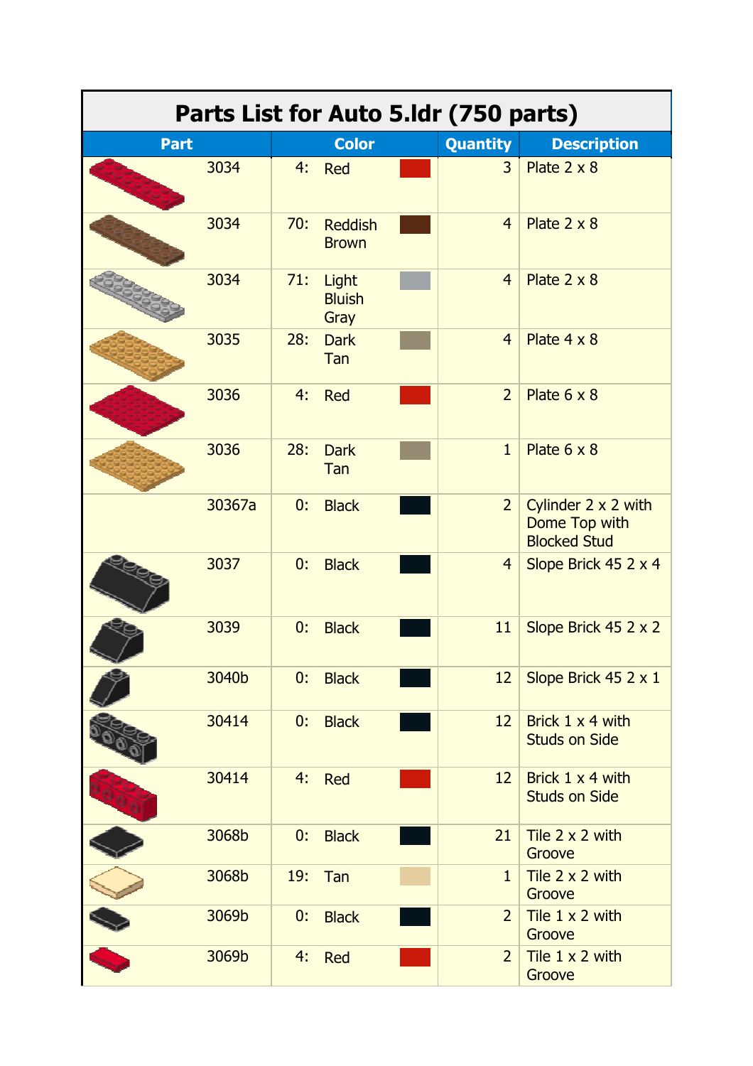| Parts List for Auto 5.ldr (750 parts) | | | |
|---|---|---|---|
| **Part** | **Color** | **Quantity** | **Description** |
| 3034 | 4: Red | 3 | Plate 2 x 8 |
| 3034 | 70: Reddish Brown | 4 | Plate 2 x 8 |
| 3034 | 71: Light Bluish Gray | 4 | Plate 2 x 8 |
| 3035 | 28: Dark Tan | 4 | Plate 4 x 8 |
| 3036 | 4: Red | 2 | Plate 6 x 8 |
| 3036 | 28: Dark Tan | 1 | Plate 6 x 8 |
| 30367a | 0: Black | 2 | Cylinder 2 x 2 with Dome Top with Blocked Stud |
| 3037 | 0: Black | 4 | Slope Brick 45 2 x 4 |
| 3039 | 0: Black | 11 | Slope Brick 45 2 x 2 |
| 3040b | 0: Black | 12 | Slope Brick 45 2 x 1 |
| 30414 | 0: Black | 12 | Brick 1 x 4 with Studs on Side |
| 30414 | 4: Red | 12 | Brick 1 x 4 with Studs on Side |
| 3068b | 0: Black | 21 | Tile 2 x 2 with Groove |
| 3068b | 19: Tan | 1 | Tile 2 x 2 with Groove |
| 3069b | 0: Black | 2 | Tile 1 x 2 with Groove |
| 3069b | 4: Red | 2 | Tile 1 x 2 with Groove |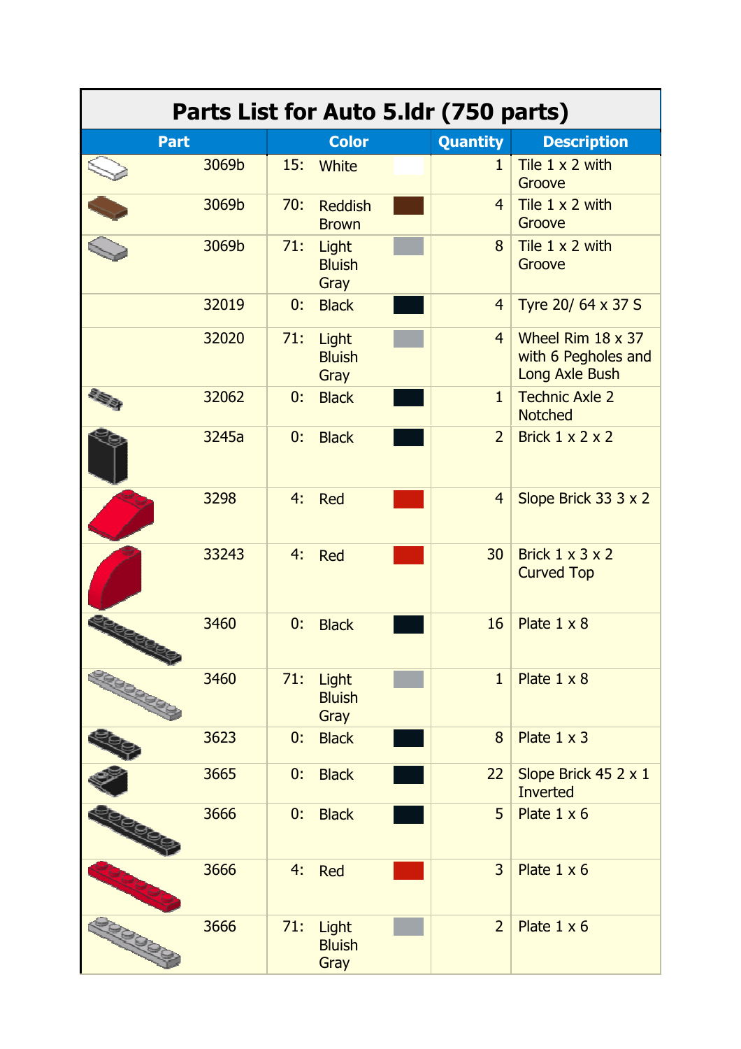| Parts List for Auto 5.ldr (750 parts) | | | |
|---|---|---|---|
| **Part** | **Color** | **Quantity** | **Description** |
| 3069b | 15: White | 1 | Tile 1 x 2 with Groove |
| 3069b | 70: Reddish Brown | 4 | Tile 1 x 2 with Groove |
| 3069b | 71: Light Bluish Gray | 8 | Tile 1 x 2 with Groove |
| 32019 | 0: Black | 4 | Tyre 20/ 64 x 37 S |
| 32020 | 71: Light Bluish Gray | 4 | Wheel Rim 18 x 37 with 6 Pegholes and Long Axle Bush |
| 32062 | 0: Black | 1 | Technic Axle 2 Notched |
| 3245a | 0: Black | 2 | Brick 1 x 2 x 2 |
| 3298 | 4: Red | 4 | Slope Brick 33 3 x 2 |
| 33243 | 4: Red | 30 | Brick 1 x 3 x 2 Curved Top |
| 3460 | 0: Black | 16 | Plate 1 x 8 |
| 3460 | 71: Light Bluish Gray | 1 | Plate 1 x 8 |
| 3623 | 0: Black | 8 | Plate 1 x 3 |
| 3665 | 0: Black | 22 | Slope Brick 45 2 x 1 Inverted |
| 3666 | 0: Black | 5 | Plate 1 x 6 |
| 3666 | 4: Red | 3 | Plate 1 x 6 |
| 3666 | 71: Light Bluish Gray | 2 | Plate 1 x 6 |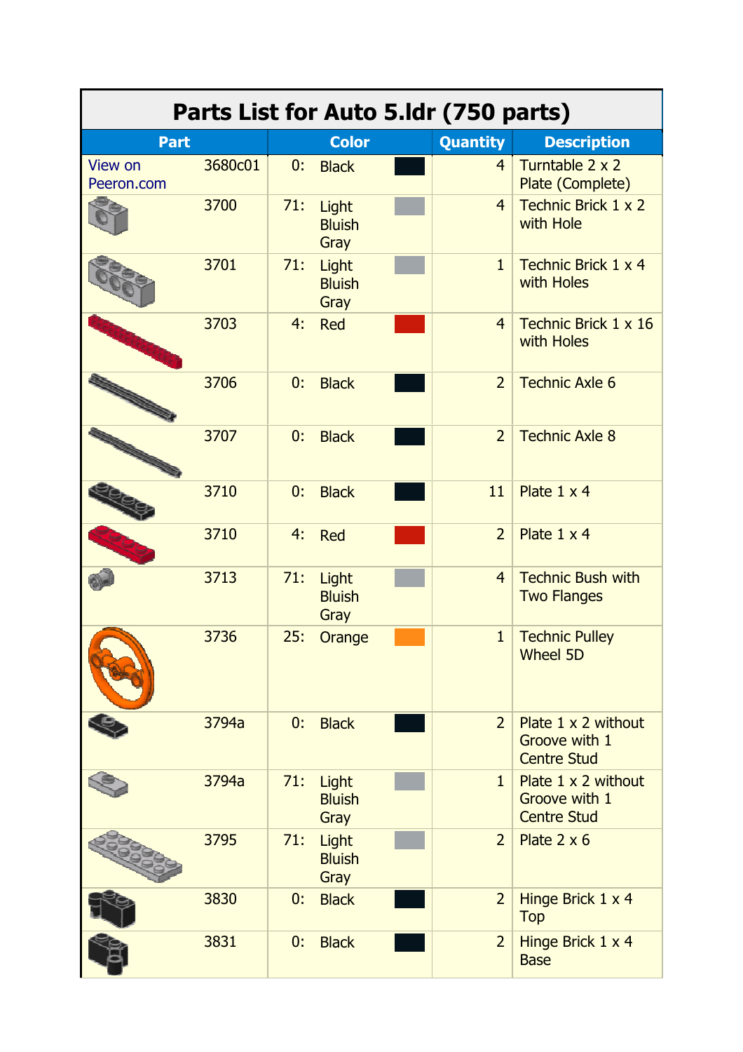| Parts List for Auto 5.ldr (750 parts) | | | | | | |
|---|---|---|---|---|---|---|
| **Part** | | **Color** | | | **Quantity** | **Description** |
| View on Peeron.com | 3680c01 | 0: | Black | | 4 | Turntable 2 x 2 Plate (Complete) |
| | 3700 | 71: | Light Bluish Gray | | 4 | Technic Brick 1 x 2 with Hole |
| | 3701 | 71: | Light Bluish Gray | | 1 | Technic Brick 1 x 4 with Holes |
| | 3703 | 4: | Red | | 4 | Technic Brick 1 x 16 with Holes |
| | 3706 | 0: | Black | | 2 | Technic Axle 6 |
| | 3707 | 0: | Black | | 2 | Technic Axle 8 |
| | 3710 | 0: | Black | | 11 | Plate 1 x 4 |
| | 3710 | 4: | Red | | 2 | Plate 1 x 4 |
| | 3713 | 71: | Light Bluish Gray | | 4 | Technic Bush with Two Flanges |
| | 3736 | 25: | Orange | | 1 | Technic Pulley Wheel 5D |
| | 3794a | 0: | Black | | 2 | Plate 1 x 2 without Groove with 1 Centre Stud |
| | 3794a | 71: | Light Bluish Gray | | 1 | Plate 1 x 2 without Groove with 1 Centre Stud |
| | 3795 | 71: | Light Bluish Gray | | 2 | Plate 2 x 6 |
| | 3830 | 0: | Black | | 2 | Hinge Brick 1 x 4 Top |
| | 3831 | 0: | Black | | 2 | Hinge Brick 1 x 4 Base |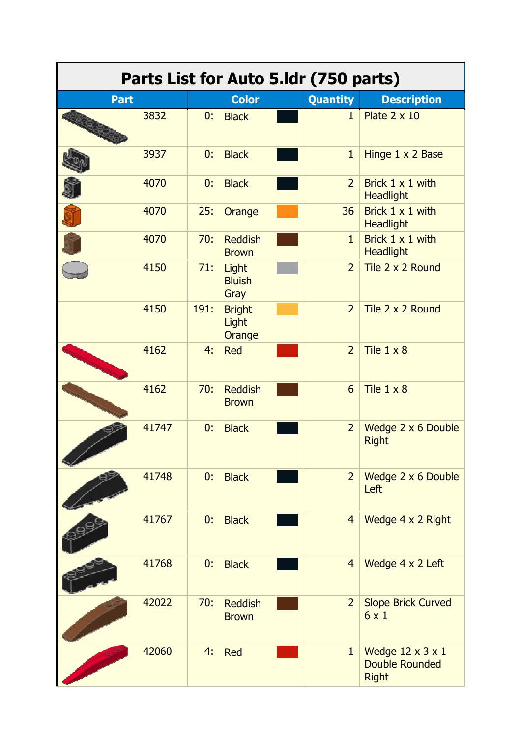# Parts List for Auto 5.ldr (750 parts)

| Part | Color | Quantity | Description |
|---|---|---|---|
| 3832 | 0: Black | 1 | Plate 2 x 10 |
| 3937 | 0: Black | 1 | Hinge 1 x 2 Base |
| 4070 | 0: Black | 2 | Brick 1 x 1 with Headlight |
| 4070 | 25: Orange | 36 | Brick 1 x 1 with Headlight |
| 4070 | 70: Reddish Brown | 1 | Brick 1 x 1 with Headlight |
| 4150 | 71: Light Bluish Gray | 2 | Tile 2 x 2 Round |
| 4150 | 191: Bright Light Orange | 2 | Tile 2 x 2 Round |
| 4162 | 4: Red | 2 | Tile 1 x 8 |
| 4162 | 70: Reddish Brown | 6 | Tile 1 x 8 |
| 41747 | 0: Black | 2 | Wedge 2 x 6 Double Right |
| 41748 | 0: Black | 2 | Wedge 2 x 6 Double Left |
| 41767 | 0: Black | 4 | Wedge 4 x 2 Right |
| 41768 | 0: Black | 4 | Wedge 4 x 2 Left |
| 42022 | 70: Reddish Brown | 2 | Slope Brick Curved 6 x 1 |
| 42060 | 4: Red | 1 | Wedge 12 x 3 x 1 Double Rounded Right |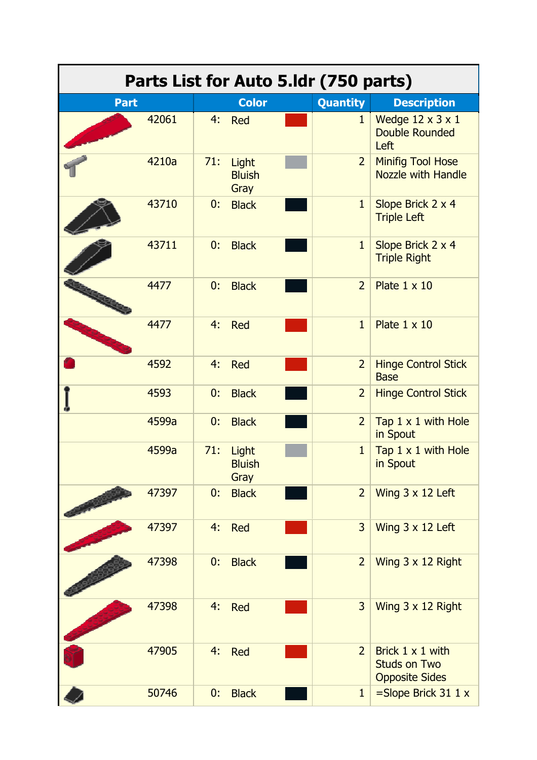| Part | Color | | Quantity | Description |
|---|---|---|---|---|
| 42061 | 4: | Red | 1 | Wedge 12 x 3 x 1 Double Rounded Left |
| 4210a | 71: | Light Bluish Gray | 2 | Minifig Tool Hose Nozzle with Handle |
| 43710 | 0: | Black | 1 | Slope Brick 2 x 4 Triple Left |
| 43711 | 0: | Black | 1 | Slope Brick 2 x 4 Triple Right |
| 4477 | 0: | Black | 2 | Plate 1 x 10 |
| 4477 | 4: | Red | 1 | Plate 1 x 10 |
| 4592 | 4: | Red | 2 | Hinge Control Stick Base |
| 4593 | 0: | Black | 2 | Hinge Control Stick |
| 4599a | 0: | Black | 2 | Tap 1 x 1 with Hole in Spout |
| 4599a | 71: | Light Bluish Gray | 1 | Tap 1 x 1 with Hole in Spout |
| 47397 | 0: | Black | 2 | Wing 3 x 12 Left |
| 47397 | 4: | Red | 3 | Wing 3 x 12 Left |
| 47398 | 0: | Black | 2 | Wing 3 x 12 Right |
| 47398 | 4: | Red | 3 | Wing 3 x 12 Right |
| 47905 | 4: | Red | 2 | Brick 1 x 1 with Studs on Two Opposite Sides |
| 50746 | 0: | Black | 1 | =Slope Brick 31 1 x |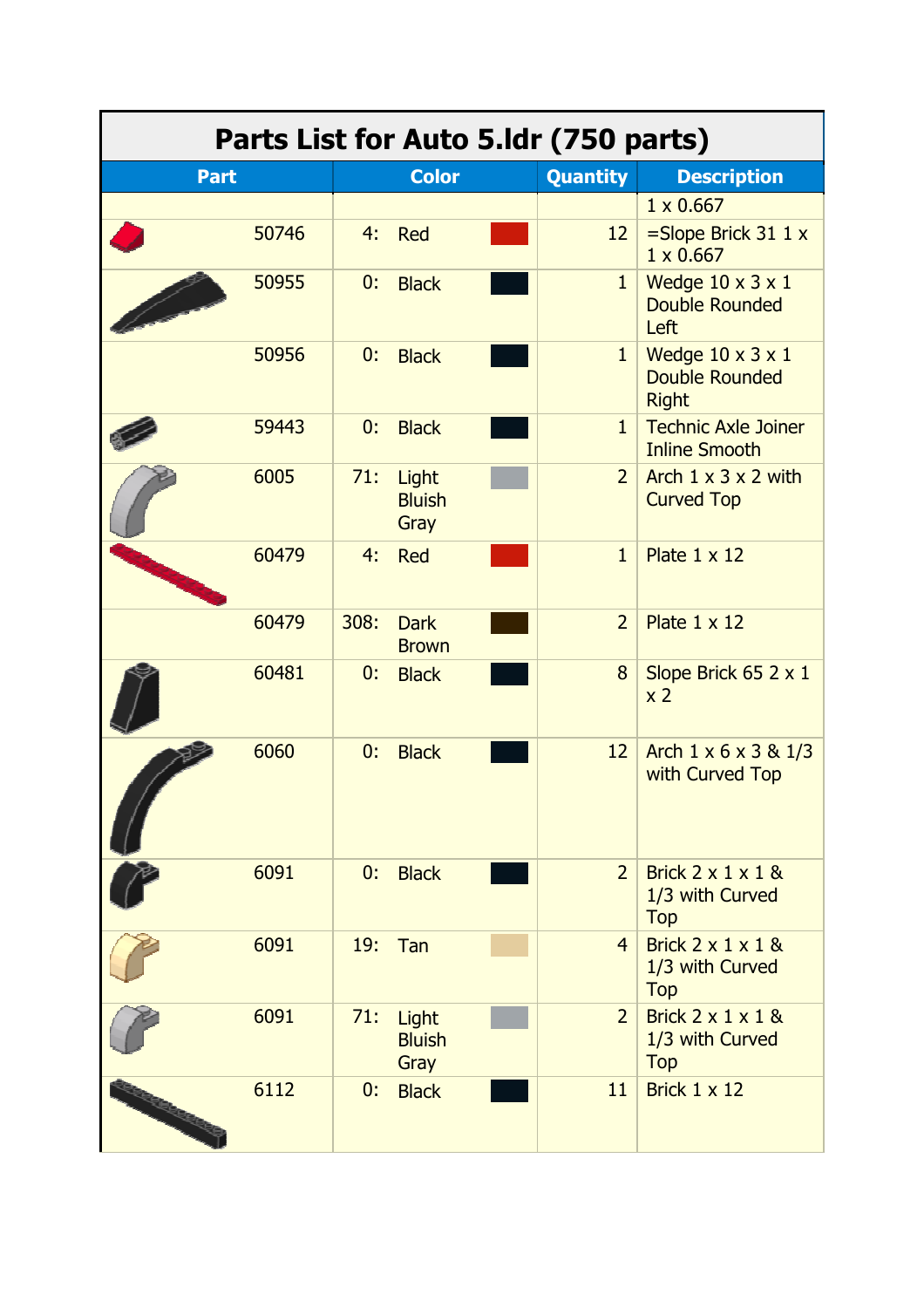| Parts List for Auto 5.ldr (750 parts) | | | |
|---|---|---|---|
| **Part** | **Color** | **Quantity** | **Description** |
| | | | 1 x 0.667 |
| 50746 | 4: Red | 12 | =Slope Brick 31 1 x 1 x 0.667 |
| 50955 | 0: Black | 1 | Wedge 10 x 3 x 1 Double Rounded Left |
| 50956 | 0: Black | 1 | Wedge 10 x 3 x 1 Double Rounded Right |
| 59443 | 0: Black | 1 | Technic Axle Joiner Inline Smooth |
| 6005 | 71: Light Bluish Gray | 2 | Arch 1 x 3 x 2 with Curved Top |
| 60479 | 4: Red | 1 | Plate 1 x 12 |
| 60479 | 308: Dark Brown | 2 | Plate 1 x 12 |
| 60481 | 0: Black | 8 | Slope Brick 65 2 x 1 x 2 |
| 6060 | 0: Black | 12 | Arch 1 x 6 x 3 & 1/3 with Curved Top |
| 6091 | 0: Black | 2 | Brick 2 x 1 x 1 & 1/3 with Curved Top |
| 6091 | 19: Tan | 4 | Brick 2 x 1 x 1 & 1/3 with Curved Top |
| 6091 | 71: Light Bluish Gray | 2 | Brick 2 x 1 x 1 & 1/3 with Curved Top |
| 6112 | 0: Black | 11 | Brick 1 x 12 |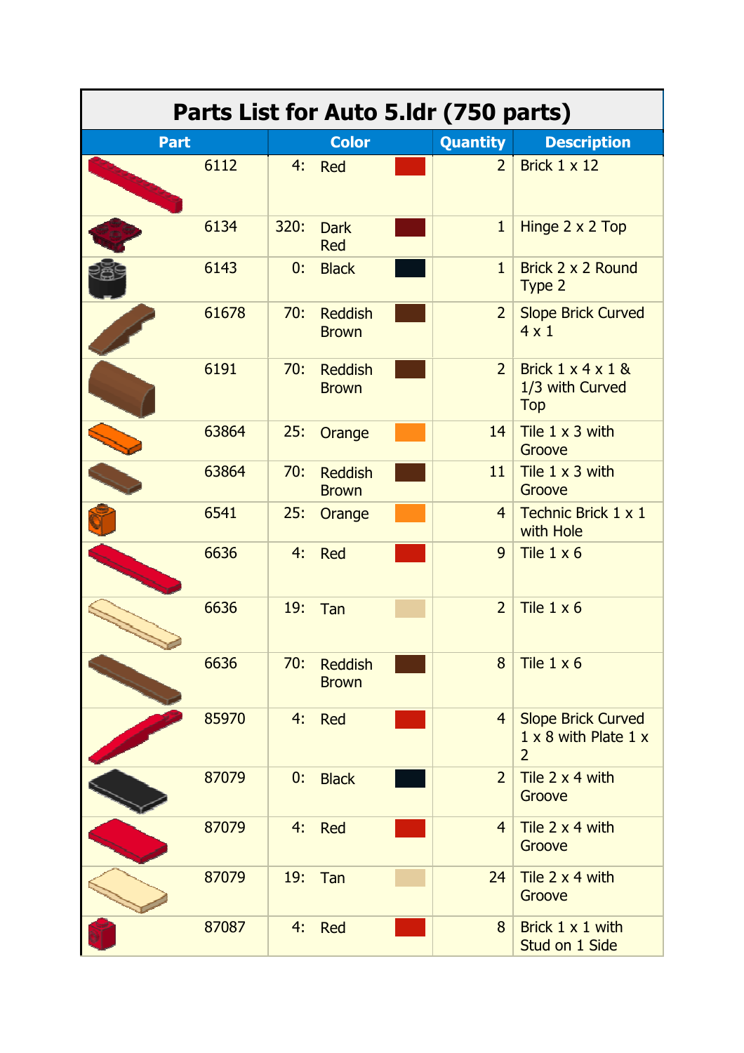# Parts List for Auto 5.ldr (750 parts)

| Part | Color | Quantity | Description |
|---|---|---|---|
| 6112 | 4: Red | 2 | Brick 1 x 12 |
| 6134 | 320: Dark Red | 1 | Hinge 2 x 2 Top |
| 6143 | 0: Black | 1 | Brick 2 x 2 Round Type 2 |
| 61678 | 70: Reddish Brown | 2 | Slope Brick Curved 4 x 1 |
| 6191 | 70: Reddish Brown | 2 | Brick 1 x 4 x 1 & 1/3 with Curved Top |
| 63864 | 25: Orange | 14 | Tile 1 x 3 with Groove |
| 63864 | 70: Reddish Brown | 11 | Tile 1 x 3 with Groove |
| 6541 | 25: Orange | 4 | Technic Brick 1 x 1 with Hole |
| 6636 | 4: Red | 9 | Tile 1 x 6 |
| 6636 | 19: Tan | 2 | Tile 1 x 6 |
| 6636 | 70: Reddish Brown | 8 | Tile 1 x 6 |
| 85970 | 4: Red | 4 | Slope Brick Curved 1 x 8 with Plate 1 x 2 |
| 87079 | 0: Black | 2 | Tile 2 x 4 with Groove |
| 87079 | 4: Red | 4 | Tile 2 x 4 with Groove |
| 87079 | 19: Tan | 24 | Tile 2 x 4 with Groove |
| 87087 | 4: Red | 8 | Brick 1 x 1 with Stud on 1 Side |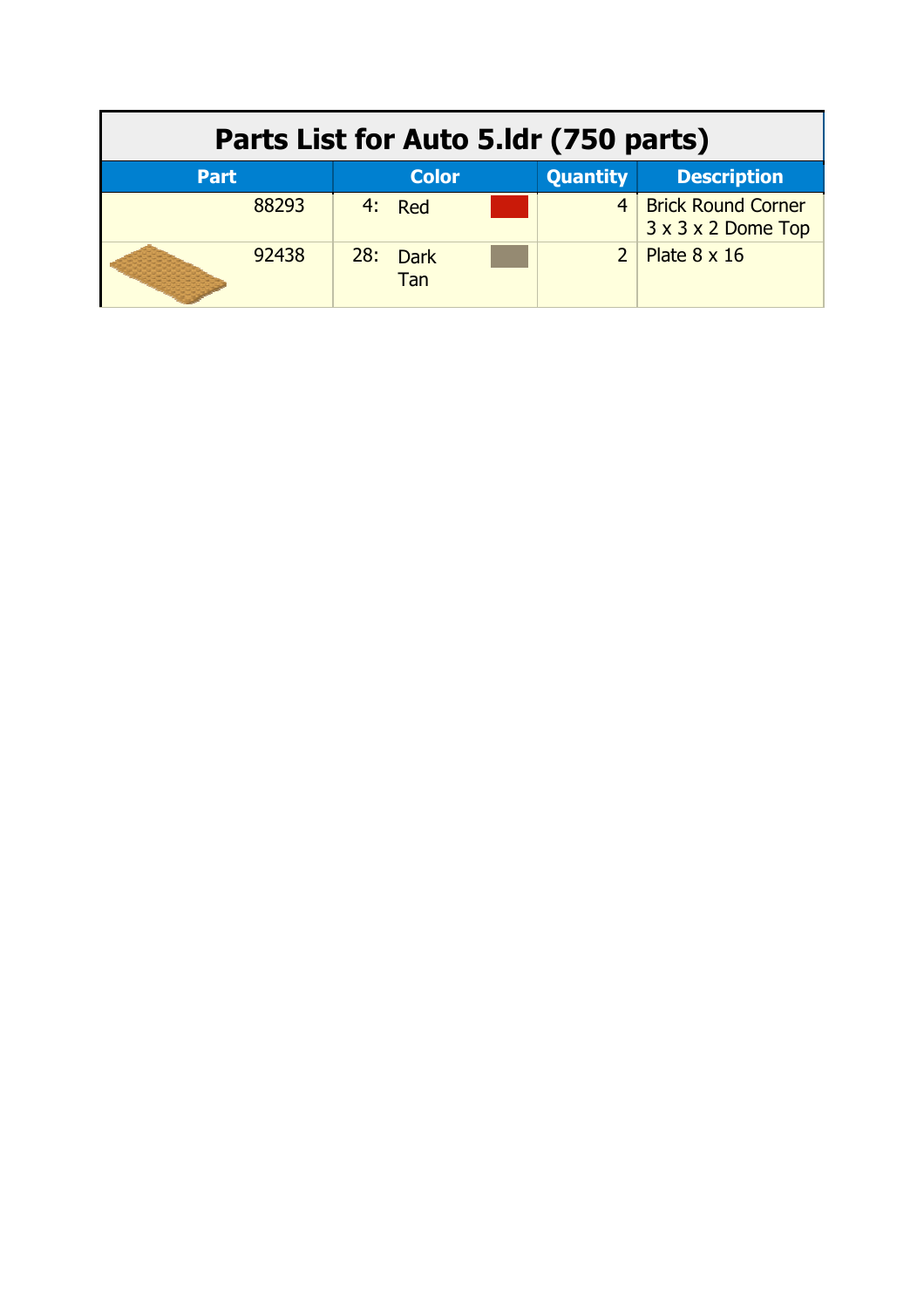# Parts List for Auto 5.ldr (750 parts)

| Part | Color | Quantity | Description |
|---|---|---|---|
| 88293 | 4: Red | 4 | Brick Round Corner 3 x 3 x 2 Dome Top |
| 92438 | 28: Dark Tan | 2 | Plate 8 x 16 |